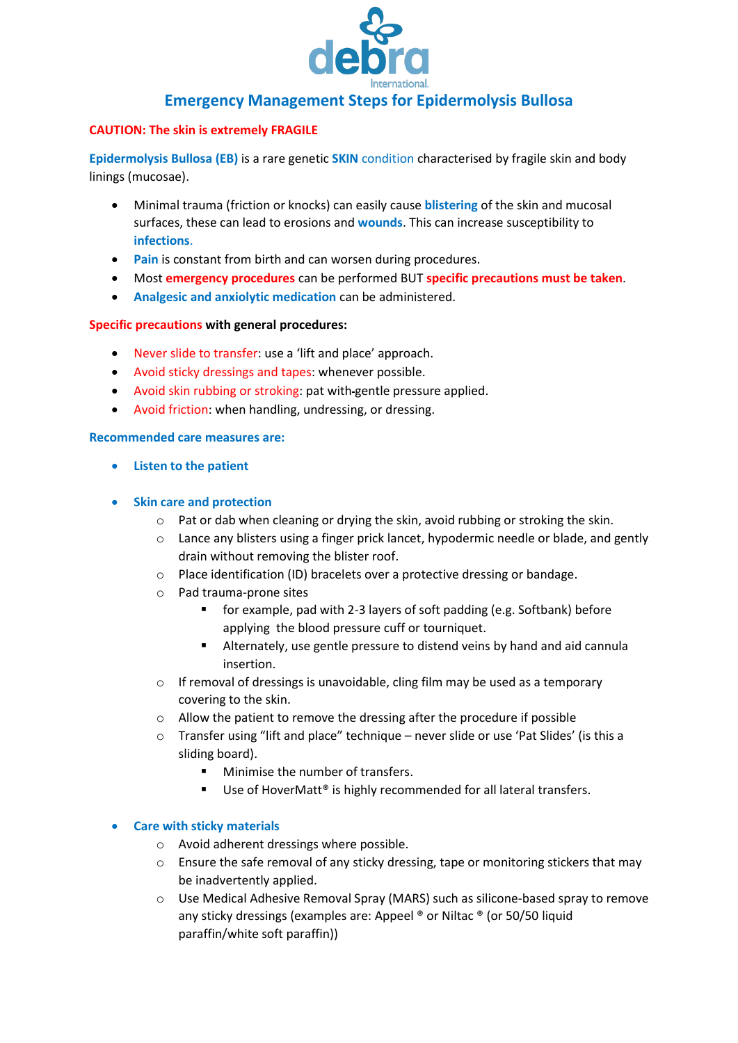debra International

# Emergency Management Steps for Epidermolysis Bullosa

**CAUTION: The skin is extremely FRAGILE**

**Epidermolysis Bullosa (EB)** is a rare genetic **SKIN** condition characterised by fragile skin and body linings (mucosae).

- Minimal trauma (friction or knocks) can easily cause **blistering** of the skin and mucosal surfaces, these can lead to erosions and **wounds**. This can increase susceptibility to **infections**.
- **Pain** is constant from birth and can worsen during procedures.
- Most **emergency procedures** can be performed BUT **specific precautions must be taken**.
- **Analgesic and anxiolytic medication** can be administered.

**Specific precautions with general procedures:**

- Never slide to transfer: use a 'lift and place' approach.
- Avoid sticky dressings and tapes: whenever possible.
- Avoid skin rubbing or stroking: pat with-gentle pressure applied.
- Avoid friction: when handling, undressing, or dressing.

**Recommended care measures are:**

- **Listen to the patient**

- **Skin care and protection**
  - Pat or dab when cleaning or drying the skin, avoid rubbing or stroking the skin.
  - Lance any blisters using a finger prick lancet, hypodermic needle or blade, and gently drain without removing the blister roof.
  - Place identification (ID) bracelets over a protective dressing or bandage.
  - Pad trauma-prone sites
    - for example, pad with 2-3 layers of soft padding (e.g. Softbank) before applying the blood pressure cuff or tourniquet.
    - Alternately, use gentle pressure to distend veins by hand and aid cannula insertion.
  - If removal of dressings is unavoidable, cling film may be used as a temporary covering to the skin.
  - Allow the patient to remove the dressing after the procedure if possible
  - Transfer using "lift and place" technique – never slide or use 'Pat Slides' (is this a sliding board).
    - Minimise the number of transfers.
    - Use of HoverMatt® is highly recommended for all lateral transfers.

- **Care with sticky materials**
  - Avoid adherent dressings where possible.
  - Ensure the safe removal of any sticky dressing, tape or monitoring stickers that may be inadvertently applied.
  - Use Medical Adhesive Removal Spray (MARS) such as silicone-based spray to remove any sticky dressings (examples are: Appeel ® or Niltac ® (or 50/50 liquid paraffin/white soft paraffin))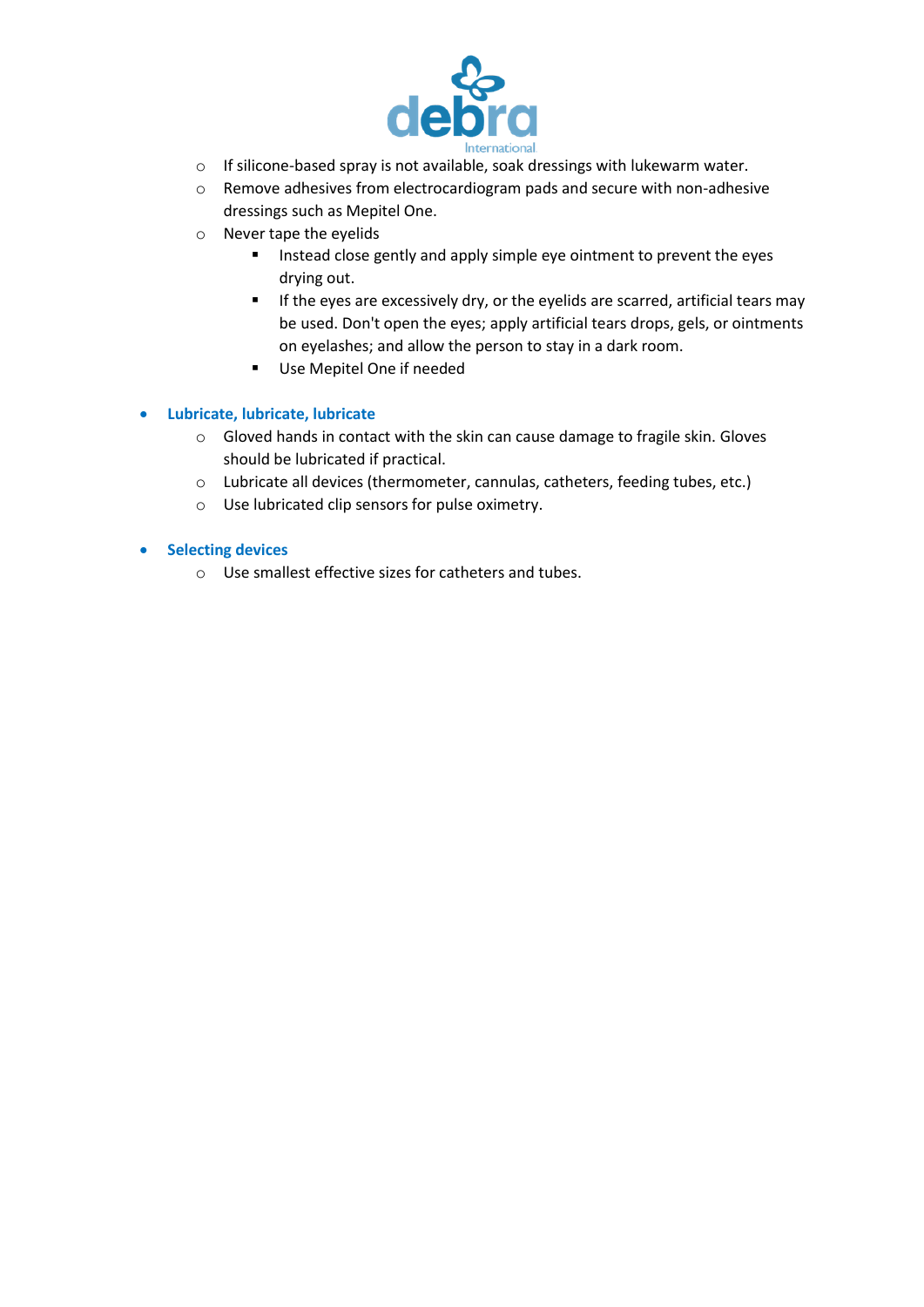- If silicone-based spray is not available, soak dressings with lukewarm water.
  - Remove adhesives from electrocardiogram pads and secure with non-adhesive dressings such as Mepitel One.
  - Never tape the eyelids
    - Instead close gently and apply simple eye ointment to prevent the eyes drying out.
    - If the eyes are excessively dry, or the eyelids are scarred, artificial tears may be used. Don't open the eyes; apply artificial tears drops, gels, or ointments on eyelashes; and allow the person to stay in a dark room.
    - Use Mepitel One if needed

- **Lubricate, lubricate, lubricate**
  - Gloved hands in contact with the skin can cause damage to fragile skin. Gloves should be lubricated if practical.
  - Lubricate all devices (thermometer, cannulas, catheters, feeding tubes, etc.)
  - Use lubricated clip sensors for pulse oximetry.

- **Selecting devices**
  - Use smallest effective sizes for catheters and tubes.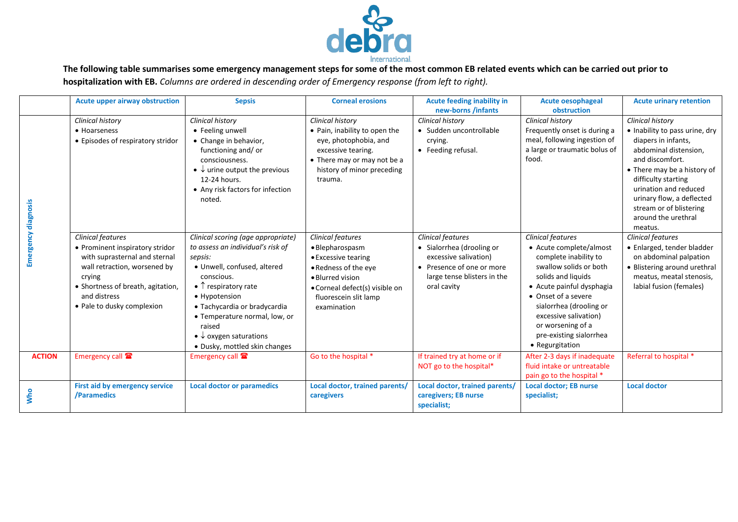**The following table summarises some emergency management steps for some of the most common EB related events which can be carried out prior to hospitalization with EB.** *Columns are ordered in descending order of Emergency response (from left to right).*

| | Acute upper airway obstruction | Sepsis | Corneal erosions | Acute feeding inability in new-borns /infants | Acute oesophageal obstruction | Acute urinary retention |
|---|---|---|---|---|---|---|
| **Emergency diagnosis** | *Clinical history*<br>• Hoarseness<br>• Episodes of respiratory stridor | *Clinical history*<br>• Feeling unwell<br>• Change in behavior, functioning and/ or consciousness.<br>• ↓ urine output the previous 12-24 hours.<br>• Any risk factors for infection noted. | *Clinical history*<br>• Pain, inability to open the eye, photophobia, and excessive tearing.<br>• There may or may not be a history of minor preceding trauma. | *Clinical history*<br>• Sudden uncontrollable crying.<br>• Feeding refusal. | *Clinical history*<br>Frequently onset is during a meal, following ingestion of a large or traumatic bolus of food. | *Clinical history*<br>• Inability to pass urine, dry diapers in infants, abdominal distension, and discomfort.<br>• There may be a history of difficulty starting urination and reduced urinary flow, a deflected stream or of blistering around the urethral meatus. |
| | *Clinical features*<br>• Prominent inspiratory stridor with suprasternal and sternal wall retraction, worsened by crying<br>• Shortness of breath, agitation, and distress<br>• Pale to dusky complexion | *Clinical scoring (age appropriate) to assess an individual's risk of sepsis:*<br>• Unwell, confused, altered conscious.<br>• ↑ respiratory rate<br>• Hypotension<br>• Tachycardia or bradycardia<br>• Temperature normal, low, or raised<br>• ↓ oxygen saturations<br>• Dusky, mottled skin changes | *Clinical features*<br>• Blepharospasm<br>• Excessive tearing<br>• Redness of the eye<br>• Blurred vision<br>• Corneal defect(s) visible on fluorescein slit lamp examination | *Clinical features*<br>• Sialorrhea (drooling or excessive salivation)<br>• Presence of one or more large tense blisters in the oral cavity | *Clinical features*<br>• Acute complete/almost complete inability to swallow solids or both solids and liquids<br>• Acute painful dysphagia<br>• Onset of a severe sialorrhea (drooling or excessive salivation) or worsening of a pre-existing sialorrhea<br>• Regurgitation | *Clinical features*<br>• Enlarged, tender bladder on abdominal palpation<br>• Blistering around urethral meatus, meatal stenosis, labial fusion (females) |
| **ACTION** | Emergency call ☎ | Emergency call ☎ | Go to the hospital * | If trained try at home or if NOT go to the hospital* | After 2-3 days if inadequate fluid intake or untreatable pain go to the hospital * | Referral to hospital * |
| **Who** | **First aid by emergency service /Paramedics** | **Local doctor or paramedics** | **Local doctor, trained parents/ caregivers** | **Local doctor, trained parents/ caregivers; EB nurse specialist;** | **Local doctor; EB nurse specialist;** | **Local doctor** |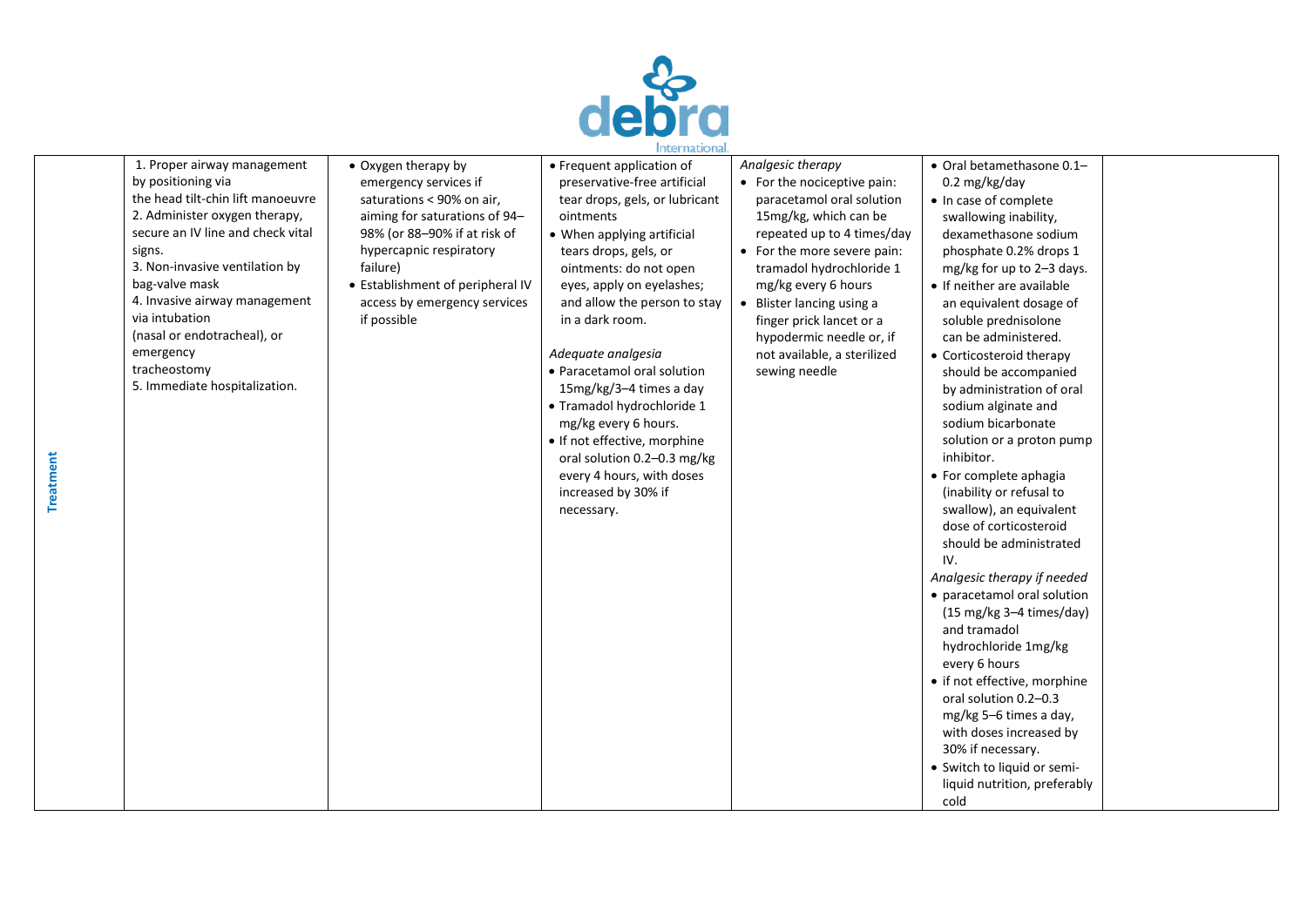| Treatment | 1. Proper airway management by positioning via the head tilt-chin lift manoeuvre<br>2. Administer oxygen therapy, secure an IV line and check vital signs.<br>3. Non-invasive ventilation by bag-valve mask<br>4. Invasive airway management via intubation (nasal or endotracheal), or emergency tracheostomy<br>5. Immediate hospitalization. | • Oxygen therapy by emergency services if saturations < 90% on air, aiming for saturations of 94–98% (or 88–90% if at risk of hypercapnic respiratory failure)<br>• Establishment of peripheral IV access by emergency services if possible | • Frequent application of preservative-free artificial tear drops, gels, or lubricant ointments<br>• When applying artificial tears drops, gels, or ointments: do not open eyes, apply on eyelashes; and allow the person to stay in a dark room.<br><br>*Adequate analgesia*<br>• Paracetamol oral solution 15mg/kg/3–4 times a day<br>• Tramadol hydrochloride 1 mg/kg every 6 hours.<br>• If not effective, morphine oral solution 0.2–0.3 mg/kg every 4 hours, with doses increased by 30% if necessary. | *Analgesic therapy*<br>• For the nociceptive pain: paracetamol oral solution 15mg/kg, which can be repeated up to 4 times/day<br>• For the more severe pain: tramadol hydrochloride 1 mg/kg every 6 hours<br>• Blister lancing using a finger prick lancet or a hypodermic needle or, if not available, a sterilized sewing needle | • Oral betamethasone 0.1–0.2 mg/kg/day<br>• In case of complete swallowing inability, dexamethasone sodium phosphate 0.2% drops 1 mg/kg for up to 2–3 days.<br>• If neither are available an equivalent dosage of soluble prednisolone can be administered.<br>• Corticosteroid therapy should be accompanied by administration of oral sodium alginate and sodium bicarbonate solution or a proton pump inhibitor.<br>• For complete aphagia (inability or refusal to swallow), an equivalent dose of corticosteroid should be administrated IV.<br>*Analgesic therapy if needed*<br>• paracetamol oral solution (15 mg/kg 3–4 times/day) and tramadol hydrochloride 1mg/kg every 6 hours<br>• if not effective, morphine oral solution 0.2–0.3 mg/kg 5–6 times a day, with doses increased by 30% if necessary.<br>• Switch to liquid or semi-liquid nutrition, preferably cold | |
|---|---|---|---|---|---|---|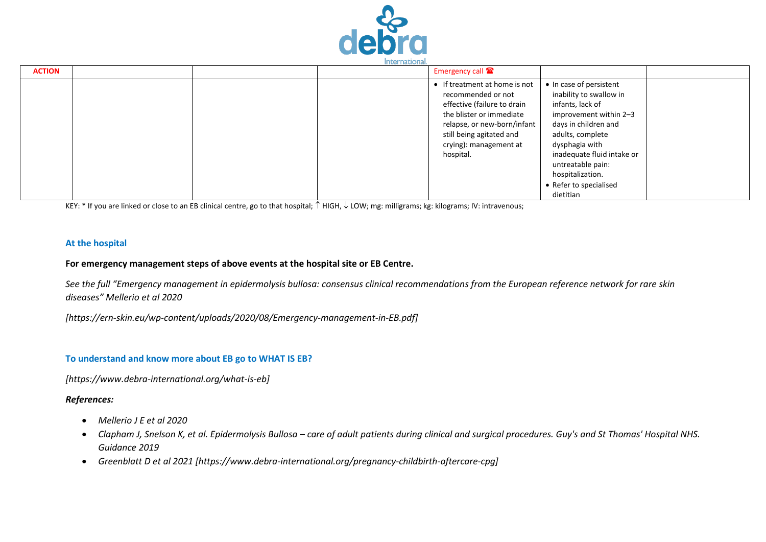| ACTION | | | | Emergency call ☎ | | |
|---|---|---|---|---|---|---|
| | | | | • If treatment at home is not recommended or not effective (failure to drain the blister or immediate relapse, or new-born/infant still being agitated and crying): management at hospital. | • In case of persistent inability to swallow in infants, lack of improvement within 2–3 days in children and adults, complete dysphagia with inadequate fluid intake or untreatable pain: hospitalization.<br>• Refer to specialised dietitian | |

KEY: * If you are linked or close to an EB clinical centre, go to that hospital; ↑ HIGH, ↓ LOW; mg: milligrams; kg: kilograms; IV: intravenous;

## At the hospital

**For emergency management steps of above events at the hospital site or EB Centre.**

*See the full "Emergency management in epidermolysis bullosa: consensus clinical recommendations from the European reference network for rare skin diseases" Mellerio et al 2020*

*[https://ern-skin.eu/wp-content/uploads/2020/08/Emergency-management-in-EB.pdf]*

## To understand and know more about EB go to WHAT IS EB?

*[https://www.debra-international.org/what-is-eb]*

***References:***

- *Mellerio J E et al 2020*
- *Clapham J, Snelson K, et al. Epidermolysis Bullosa – care of adult patients during clinical and surgical procedures. Guy's and St Thomas' Hospital NHS. Guidance 2019*
- *Greenblatt D et al 2021 [https://www.debra-international.org/pregnancy-childbirth-aftercare-cpg]*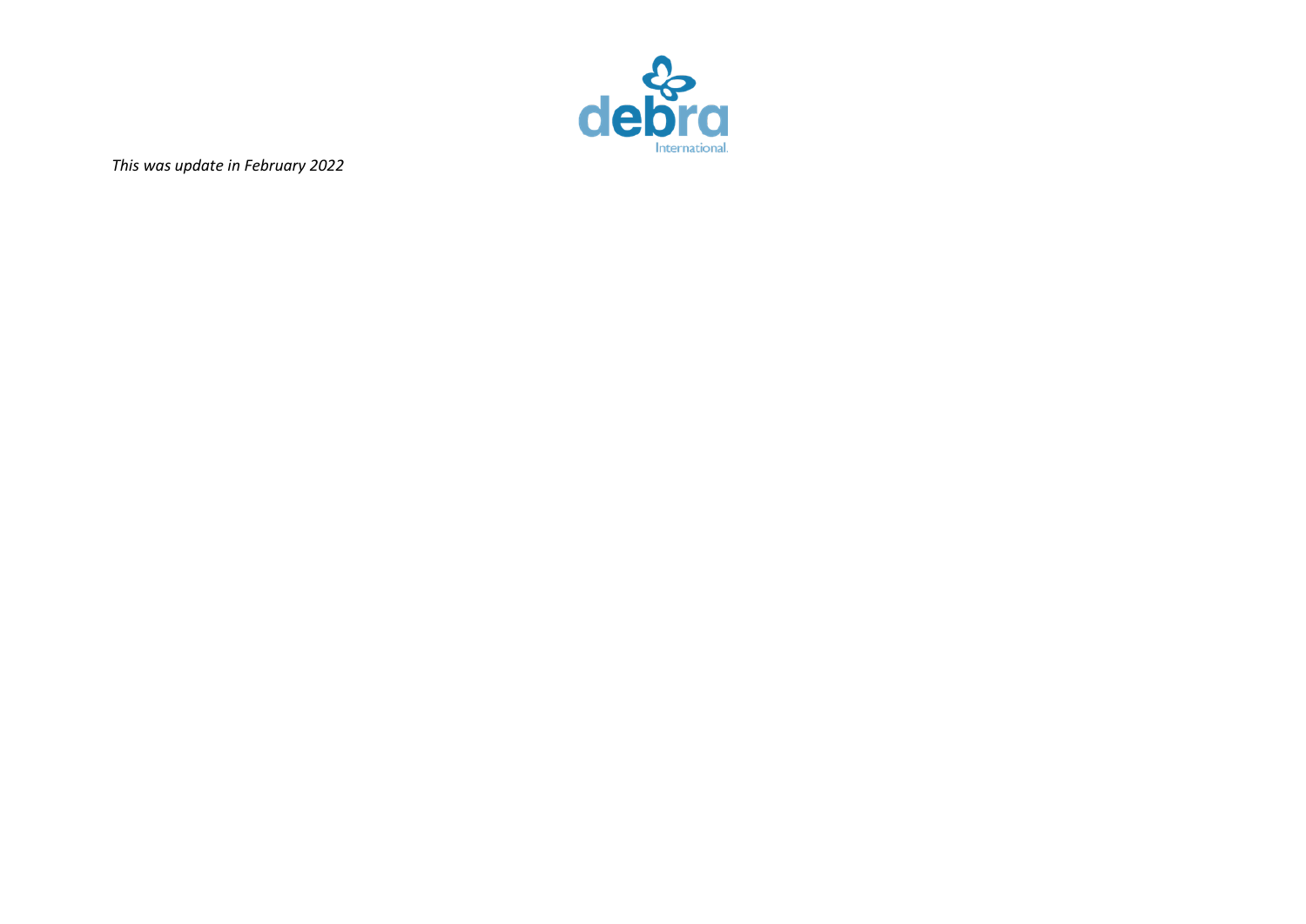*This was update in February 2022*